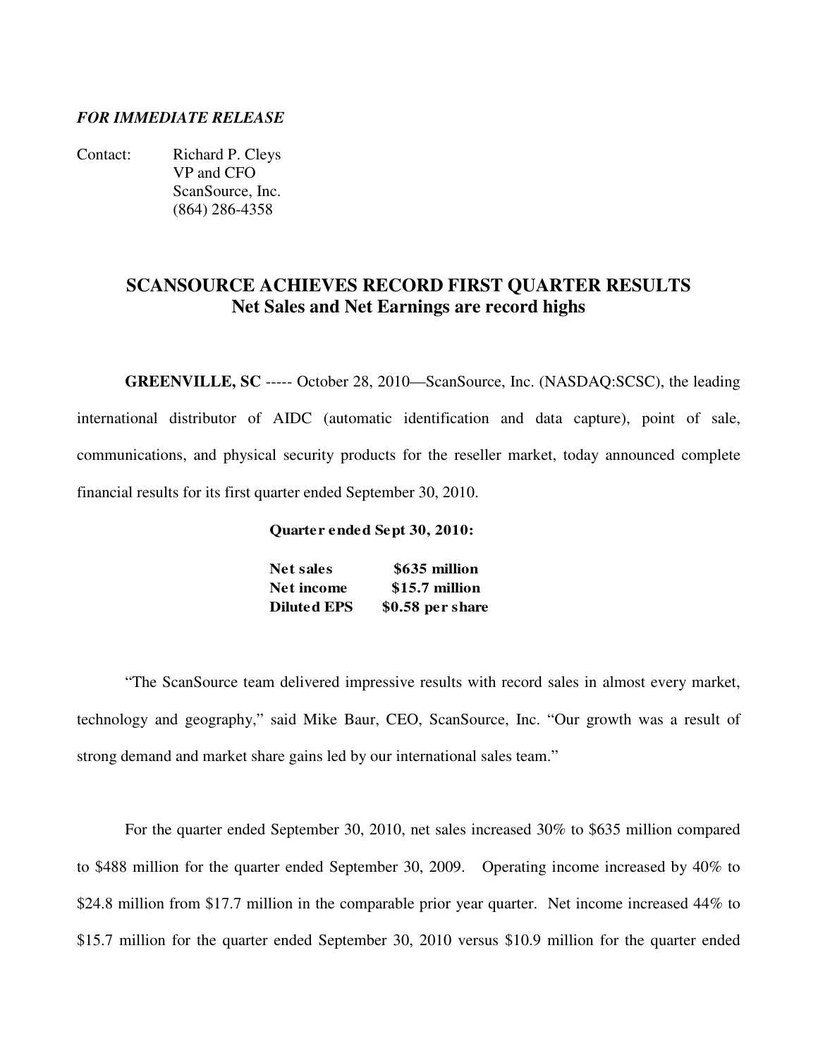*FOR IMMEDIATE RELEASE*

Contact: Richard P. Cleys
VP and CFO
ScanSource, Inc.
(864) 286-4358

# SCANSOURCE ACHIEVES RECORD FIRST QUARTER RESULTS
## Net Sales and Net Earnings are record highs

**GREENVILLE, SC** ----- October 28, 2010—ScanSource, Inc. (NASDAQ:SCSC), the leading international distributor of AIDC (automatic identification and data capture), point of sale, communications, and physical security products for the reseller market, today announced complete financial results for its first quarter ended September 30, 2010.

**Quarter ended Sept 30, 2010:**

| | |
|---|---|
| **Net sales** | **$635 million** |
| **Net income** | **$15.7 million** |
| **Diluted EPS** | **$0.58 per share** |

"The ScanSource team delivered impressive results with record sales in almost every market, technology and geography," said Mike Baur, CEO, ScanSource, Inc. "Our growth was a result of strong demand and market share gains led by our international sales team."

For the quarter ended September 30, 2010, net sales increased 30% to $635 million compared to $488 million for the quarter ended September 30, 2009. Operating income increased by 40% to $24.8 million from $17.7 million in the comparable prior year quarter. Net income increased 44% to $15.7 million for the quarter ended September 30, 2010 versus $10.9 million for the quarter ended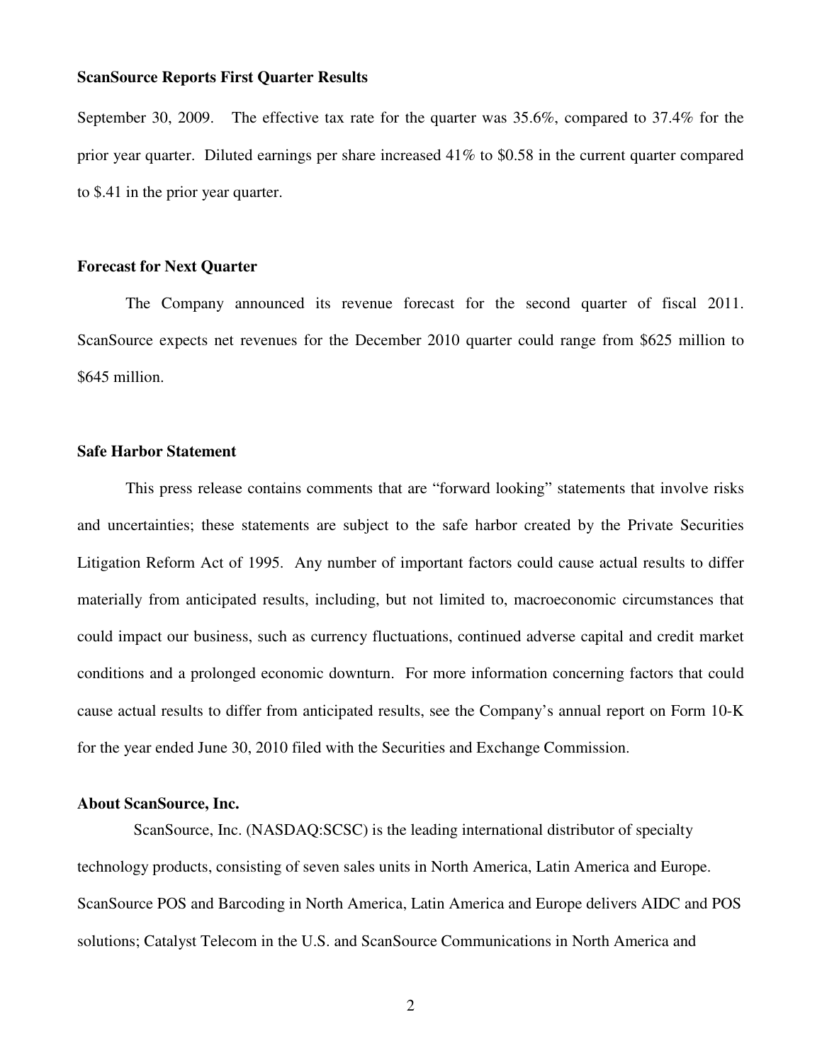**ScanSource Reports First Quarter Results**

September 30, 2009. The effective tax rate for the quarter was 35.6%, compared to 37.4% for the prior year quarter. Diluted earnings per share increased 41% to $0.58 in the current quarter compared to $.41 in the prior year quarter.

**Forecast for Next Quarter**

The Company announced its revenue forecast for the second quarter of fiscal 2011. ScanSource expects net revenues for the December 2010 quarter could range from $625 million to $645 million.

**Safe Harbor Statement**

This press release contains comments that are "forward looking" statements that involve risks and uncertainties; these statements are subject to the safe harbor created by the Private Securities Litigation Reform Act of 1995. Any number of important factors could cause actual results to differ materially from anticipated results, including, but not limited to, macroeconomic circumstances that could impact our business, such as currency fluctuations, continued adverse capital and credit market conditions and a prolonged economic downturn. For more information concerning factors that could cause actual results to differ from anticipated results, see the Company's annual report on Form 10-K for the year ended June 30, 2010 filed with the Securities and Exchange Commission.

**About ScanSource, Inc.**

ScanSource, Inc. (NASDAQ:SCSC) is the leading international distributor of specialty technology products, consisting of seven sales units in North America, Latin America and Europe. ScanSource POS and Barcoding in North America, Latin America and Europe delivers AIDC and POS solutions; Catalyst Telecom in the U.S. and ScanSource Communications in North America and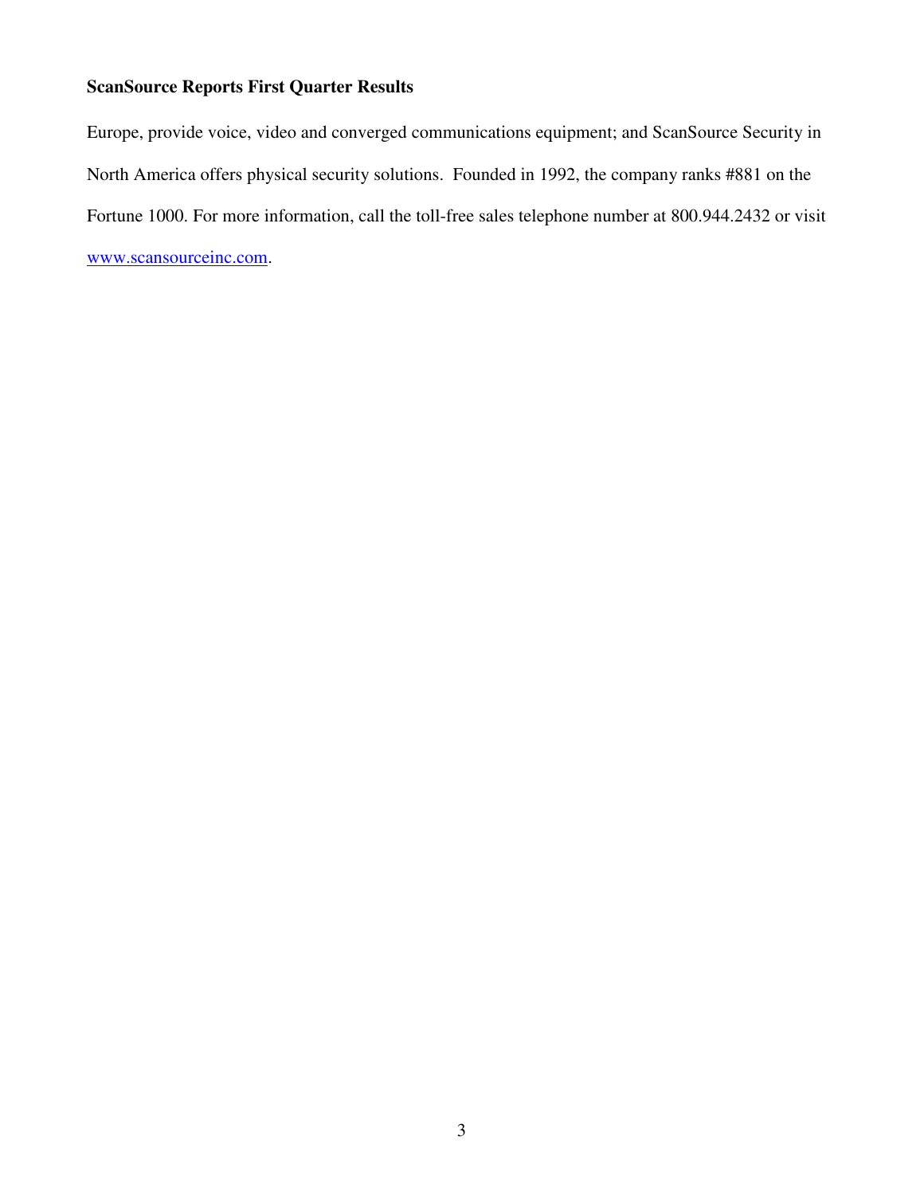Europe, provide voice, video and converged communications equipment; and ScanSource Security in North America offers physical security solutions. Founded in 1992, the company ranks #881 on the Fortune 1000. For more information, call the toll-free sales telephone number at 800.944.2432 or visit www.scansourceinc.com.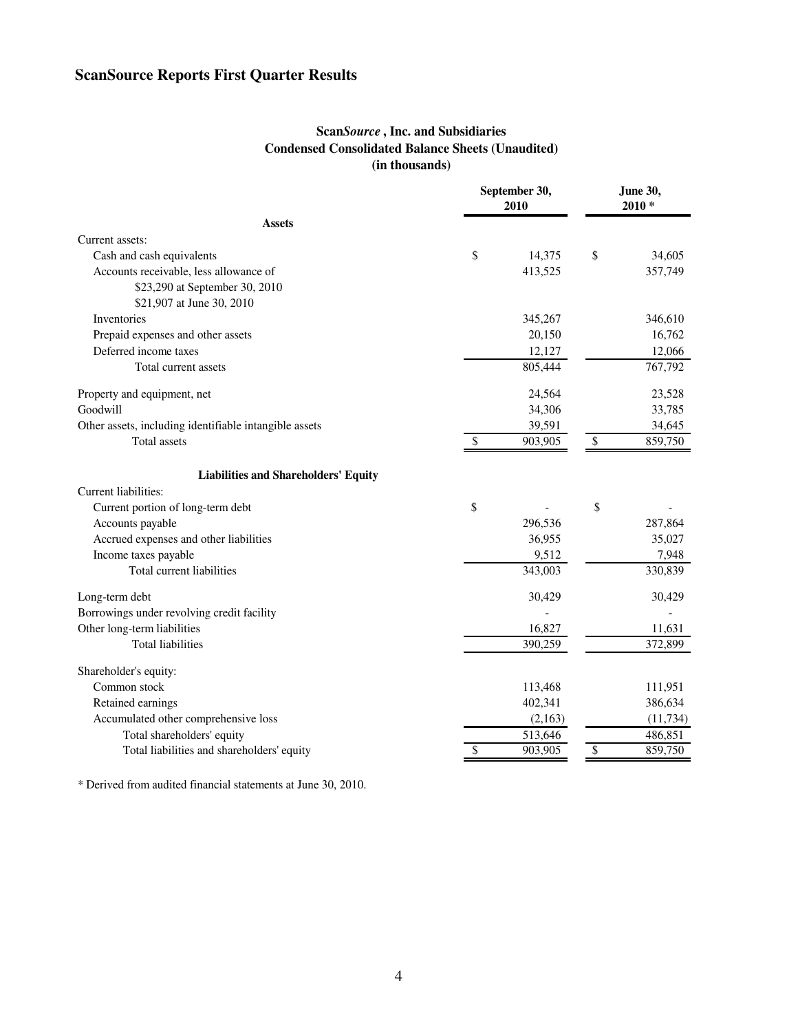# ScanSource Reports First Quarter Results

**Scan*Source* , Inc. and Subsidiaries**
**Condensed Consolidated Balance Sheets (Unaudited)**
**(in thousands)**

| | September 30, 2010 | June 30, 2010 * |
|---|---|---|
| **Assets** | | |
| Current assets: | | |
| Cash and cash equivalents | $ 14,375 | $ 34,605 |
| Accounts receivable, less allowance of $23,290 at September 30, 2010 $21,907 at June 30, 2010 | 413,525 | 357,749 |
| Inventories | 345,267 | 346,610 |
| Prepaid expenses and other assets | 20,150 | 16,762 |
| Deferred income taxes | 12,127 | 12,066 |
| Total current assets | 805,444 | 767,792 |
| Property and equipment, net | 24,564 | 23,528 |
| Goodwill | 34,306 | 33,785 |
| Other assets, including identifiable intangible assets | 39,591 | 34,645 |
| Total assets | $ 903,905 | $ 859,750 |
| **Liabilities and Shareholders' Equity** | | |
| Current liabilities: | | |
| Current portion of long-term debt | $ - | $ - |
| Accounts payable | 296,536 | 287,864 |
| Accrued expenses and other liabilities | 36,955 | 35,027 |
| Income taxes payable | 9,512 | 7,948 |
| Total current liabilities | 343,003 | 330,839 |
| Long-term debt | 30,429 | 30,429 |
| Borrowings under revolving credit facility | - | - |
| Other long-term liabilities | 16,827 | 11,631 |
| Total liabilities | 390,259 | 372,899 |
| Shareholder's equity: | | |
| Common stock | 113,468 | 111,951 |
| Retained earnings | 402,341 | 386,634 |
| Accumulated other comprehensive loss | (2,163) | (11,734) |
| Total shareholders' equity | 513,646 | 486,851 |
| Total liabilities and shareholders' equity | $ 903,905 | $ 859,750 |

\* Derived from audited financial statements at June 30, 2010.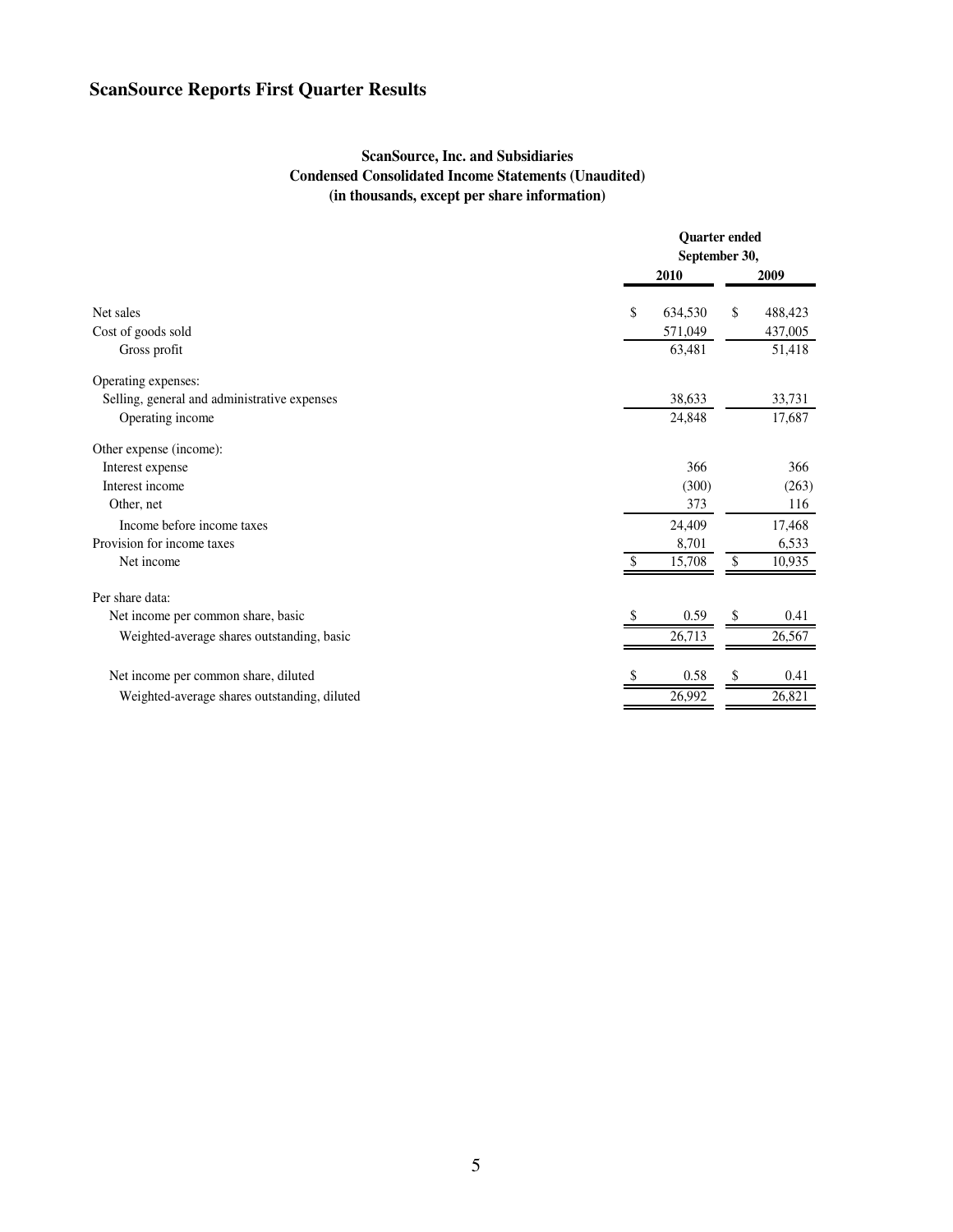# ScanSource Reports First Quarter Results

**ScanSource, Inc. and Subsidiaries**
**Condensed Consolidated Income Statements (Unaudited)**
**(in thousands, except per share information)**

| | Quarter ended September 30, 2010 | Quarter ended September 30, 2009 |
|---|---|---|
| Net sales | $ 634,530 | $ 488,423 |
| Cost of goods sold | 571,049 | 437,005 |
| Gross profit | 63,481 | 51,418 |
| Operating expenses: | | |
| Selling, general and administrative expenses | 38,633 | 33,731 |
| Operating income | 24,848 | 17,687 |
| Other expense (income): | | |
| Interest expense | 366 | 366 |
| Interest income | (300) | (263) |
| Other, net | 373 | 116 |
| Income before income taxes | 24,409 | 17,468 |
| Provision for income taxes | 8,701 | 6,533 |
| Net income | $ 15,708 | $ 10,935 |
| Per share data: | | |
| Net income per common share, basic | $ 0.59 | $ 0.41 |
| Weighted-average shares outstanding, basic | 26,713 | 26,567 |
| Net income per common share, diluted | $ 0.58 | $ 0.41 |
| Weighted-average shares outstanding, diluted | 26,992 | 26,821 |